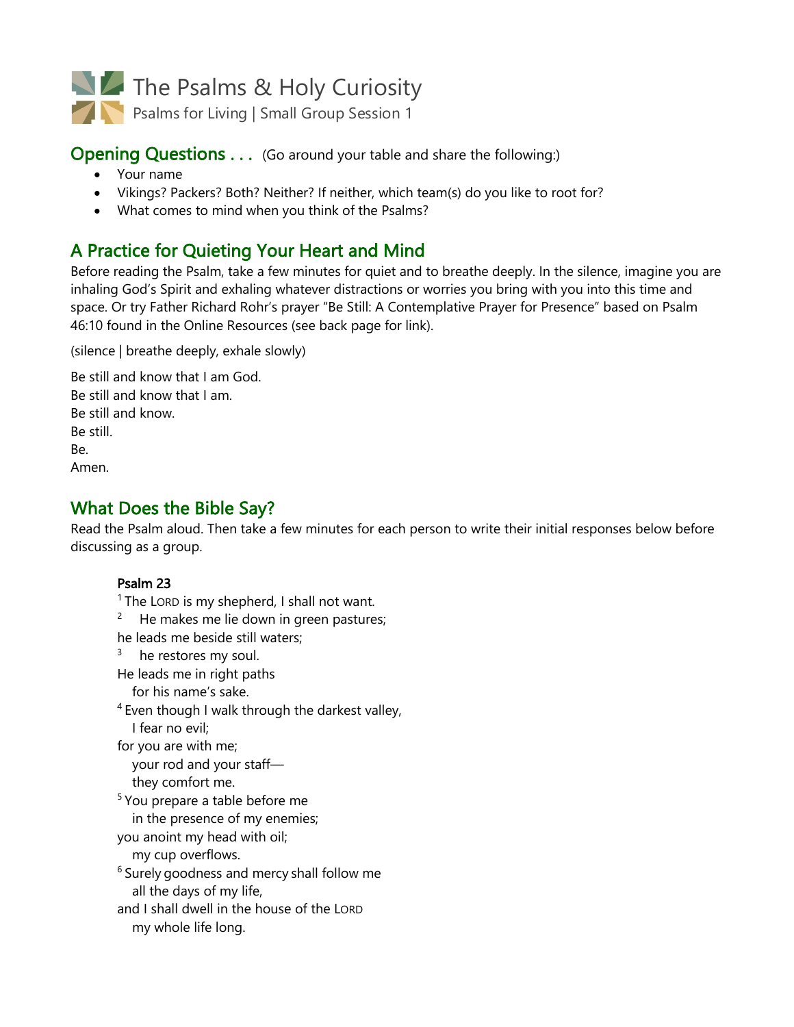# The Psalms & Holy Curiosity

Psalms for Living | Small Group Session 1

## Opening Questions . . . (Go around your table and share the following:)

- Your name
- Vikings? Packers? Both? Neither? If neither, which team(s) do you like to root for?
- What comes to mind when you think of the Psalms?

## A Practice for Quieting Your Heart and Mind

Before reading the Psalm, take a few minutes for quiet and to breathe deeply. In the silence, imagine you are inhaling God's Spirit and exhaling whatever distractions or worries you bring with you into this time and space. Or try Father Richard Rohr's prayer "Be Still: A Contemplative Prayer for Presence" based on Psalm 46:10 found in the Online Resources (see back page for link).

(silence | breathe deeply, exhale slowly)

Be still and know that I am God.
Be still and know that I am.
Be still and know.
Be still.
Be.
Amen.

## What Does the Bible Say?

Read the Psalm aloud. Then take a few minutes for each person to write their initial responses below before discussing as a group.

**Psalm 23**

[1] The LORD is my shepherd, I shall not want.
[2] He makes me lie down in green pastures;
he leads me beside still waters;
[3] he restores my soul.
He leads me in right paths
for his name's sake.
[4] Even though I walk through the darkest valley,
I fear no evil;
for you are with me;
your rod and your staff—
they comfort me.
[5] You prepare a table before me
in the presence of my enemies;
you anoint my head with oil;
my cup overflows.
[6] Surely goodness and mercy shall follow me
all the days of my life,
and I shall dwell in the house of the LORD
my whole life long.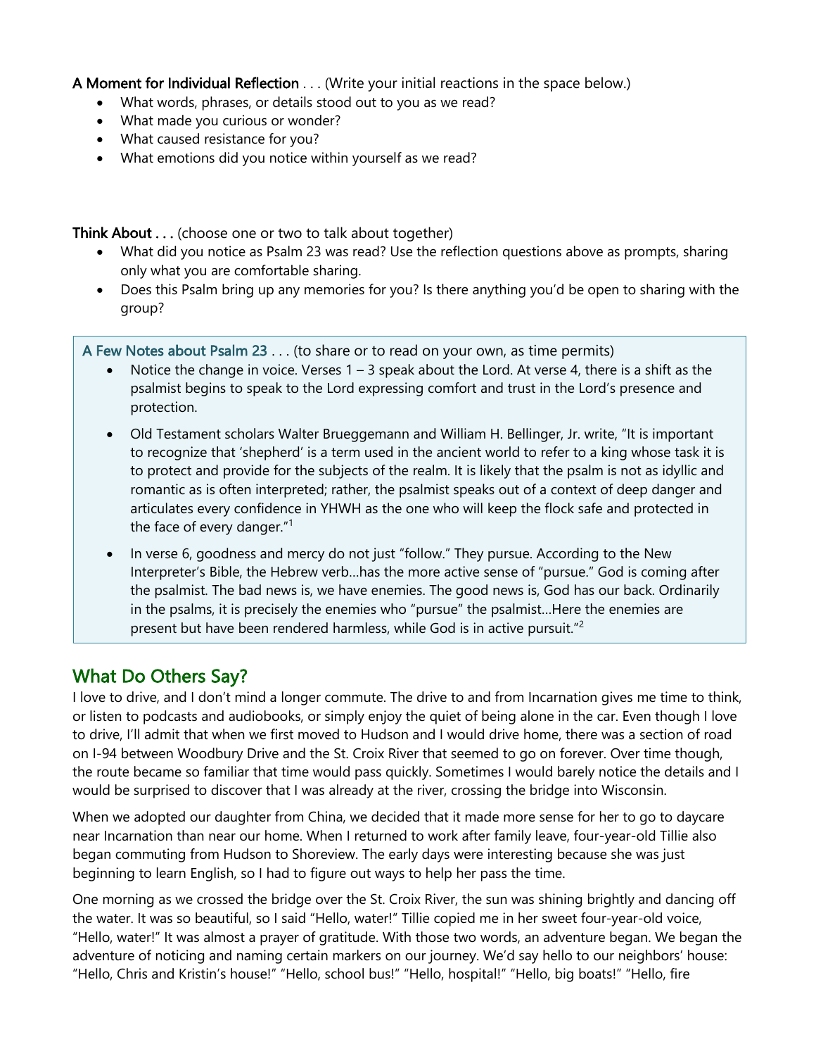**A Moment for Individual Reflection** . . . (Write your initial reactions in the space below.)

- What words, phrases, or details stood out to you as we read?
- What made you curious or wonder?
- What caused resistance for you?
- What emotions did you notice within yourself as we read?

**Think About . . .** (choose one or two to talk about together)

- What did you notice as Psalm 23 was read? Use the reflection questions above as prompts, sharing only what you are comfortable sharing.
- Does this Psalm bring up any memories for you? Is there anything you'd be open to sharing with the group?

A Few Notes about Psalm 23 . . . (to share or to read on your own, as time permits)

- Notice the change in voice. Verses 1 – 3 speak about the Lord. At verse 4, there is a shift as the psalmist begins to speak to the Lord expressing comfort and trust in the Lord's presence and protection.
- Old Testament scholars Walter Brueggemann and William H. Bellinger, Jr. write, "It is important to recognize that 'shepherd' is a term used in the ancient world to refer to a king whose task it is to protect and provide for the subjects of the realm. It is likely that the psalm is not as idyllic and romantic as is often interpreted; rather, the psalmist speaks out of a context of deep danger and articulates every confidence in YHWH as the one who will keep the flock safe and protected in the face of every danger."[1]
- In verse 6, goodness and mercy do not just "follow." They pursue. According to the New Interpreter's Bible, the Hebrew verb…has the more active sense of "pursue." God is coming after the psalmist. The bad news is, we have enemies. The good news is, God has our back. Ordinarily in the psalms, it is precisely the enemies who "pursue" the psalmist…Here the enemies are present but have been rendered harmless, while God is in active pursuit."[2]

## What Do Others Say?

I love to drive, and I don't mind a longer commute. The drive to and from Incarnation gives me time to think, or listen to podcasts and audiobooks, or simply enjoy the quiet of being alone in the car. Even though I love to drive, I'll admit that when we first moved to Hudson and I would drive home, there was a section of road on I-94 between Woodbury Drive and the St. Croix River that seemed to go on forever. Over time though, the route became so familiar that time would pass quickly. Sometimes I would barely notice the details and I would be surprised to discover that I was already at the river, crossing the bridge into Wisconsin.

When we adopted our daughter from China, we decided that it made more sense for her to go to daycare near Incarnation than near our home. When I returned to work after family leave, four-year-old Tillie also began commuting from Hudson to Shoreview. The early days were interesting because she was just beginning to learn English, so I had to figure out ways to help her pass the time.

One morning as we crossed the bridge over the St. Croix River, the sun was shining brightly and dancing off the water. It was so beautiful, so I said "Hello, water!" Tillie copied me in her sweet four-year-old voice, "Hello, water!" It was almost a prayer of gratitude. With those two words, an adventure began. We began the adventure of noticing and naming certain markers on our journey. We'd say hello to our neighbors' house: "Hello, Chris and Kristin's house!" "Hello, school bus!" "Hello, hospital!" "Hello, big boats!" "Hello, fire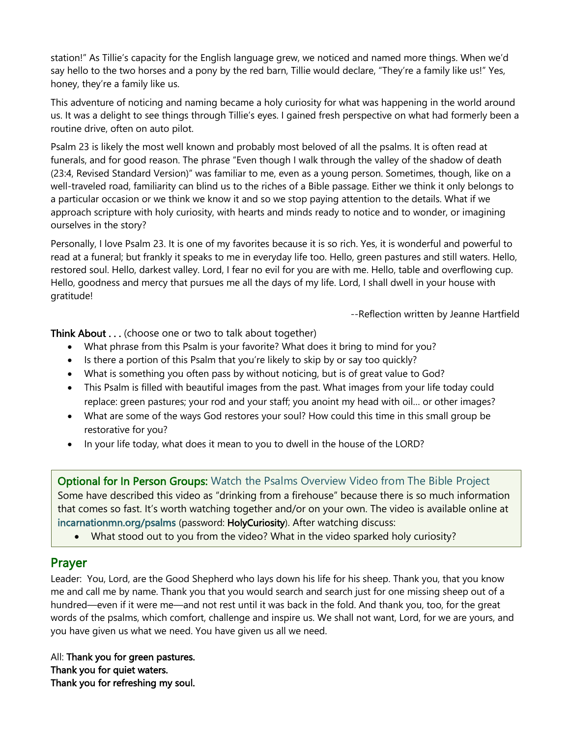station!" As Tillie's capacity for the English language grew, we noticed and named more things. When we'd say hello to the two horses and a pony by the red barn, Tillie would declare, "They're a family like us!" Yes, honey, they're a family like us.

This adventure of noticing and naming became a holy curiosity for what was happening in the world around us. It was a delight to see things through Tillie's eyes. I gained fresh perspective on what had formerly been a routine drive, often on auto pilot.

Psalm 23 is likely the most well known and probably most beloved of all the psalms. It is often read at funerals, and for good reason. The phrase "Even though I walk through the valley of the shadow of death (23:4, Revised Standard Version)" was familiar to me, even as a young person. Sometimes, though, like on a well-traveled road, familiarity can blind us to the riches of a Bible passage. Either we think it only belongs to a particular occasion or we think we know it and so we stop paying attention to the details. What if we approach scripture with holy curiosity, with hearts and minds ready to notice and to wonder, or imagining ourselves in the story?

Personally, I love Psalm 23. It is one of my favorites because it is so rich. Yes, it is wonderful and powerful to read at a funeral; but frankly it speaks to me in everyday life too. Hello, green pastures and still waters. Hello, restored soul. Hello, darkest valley. Lord, I fear no evil for you are with me. Hello, table and overflowing cup. Hello, goodness and mercy that pursues me all the days of my life. Lord, I shall dwell in your house with gratitude!

--Reflection written by Jeanne Hartfield

**Think About . . .** (choose one or two to talk about together)

- What phrase from this Psalm is your favorite? What does it bring to mind for you?
- Is there a portion of this Psalm that you're likely to skip by or say too quickly?
- What is something you often pass by without noticing, but is of great value to God?
- This Psalm is filled with beautiful images from the past. What images from your life today could replace: green pastures; your rod and your staff; you anoint my head with oil… or other images?
- What are some of the ways God restores your soul? How could this time in this small group be restorative for you?
- In your life today, what does it mean to you to dwell in the house of the LORD?

**Optional for In Person Groups:** Watch the Psalms Overview Video from The Bible Project

Some have described this video as "drinking from a firehouse" because there is so much information that comes so fast. It's worth watching together and/or on your own. The video is available online at **incarnationmn.org/psalms** (password: **HolyCuriosity**). After watching discuss:

- What stood out to you from the video? What in the video sparked holy curiosity?

## Prayer

Leader: You, Lord, are the Good Shepherd who lays down his life for his sheep. Thank you, that you know me and call me by name. Thank you that you would search and search just for one missing sheep out of a hundred—even if it were me—and not rest until it was back in the fold. And thank you, too, for the great words of the psalms, which comfort, challenge and inspire us. We shall not want, Lord, for we are yours, and you have given us what we need. You have given us all we need.

All: **Thank you for green pastures.**
**Thank you for quiet waters.**
**Thank you for refreshing my soul.**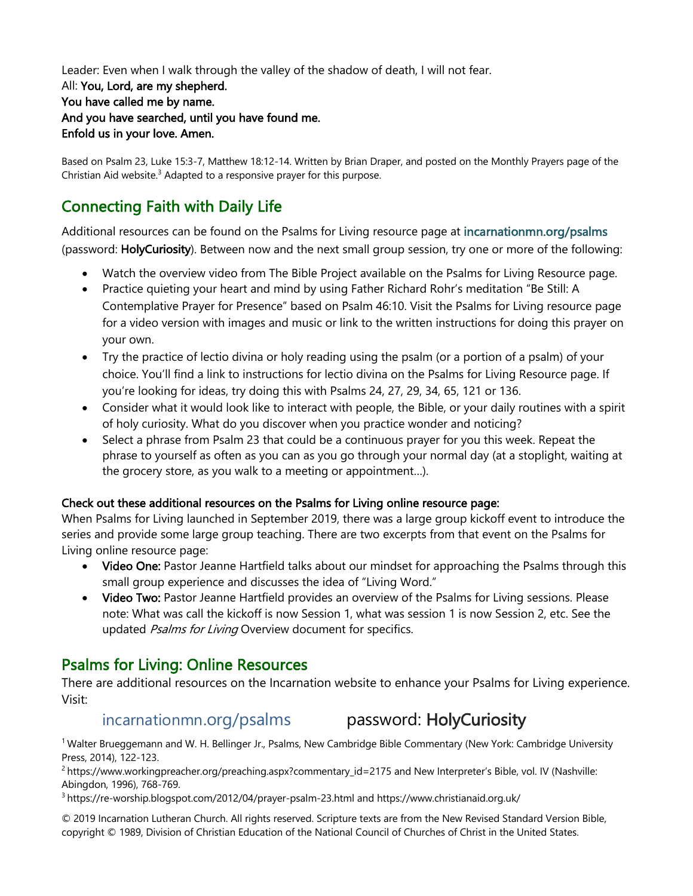Leader: Even when I walk through the valley of the shadow of death, I will not fear.
All: **You, Lord, are my shepherd.**
**You have called me by name.**
**And you have searched, until you have found me.**
**Enfold us in your love. Amen.**

Based on Psalm 23, Luke 15:3-7, Matthew 18:12-14. Written by Brian Draper, and posted on the Monthly Prayers page of the Christian Aid website.[3] Adapted to a responsive prayer for this purpose.

## Connecting Faith with Daily Life

Additional resources can be found on the Psalms for Living resource page at incarnationmn.org/psalms (password: **HolyCuriosity**). Between now and the next small group session, try one or more of the following:

- Watch the overview video from The Bible Project available on the Psalms for Living Resource page.
- Practice quieting your heart and mind by using Father Richard Rohr's meditation "Be Still: A Contemplative Prayer for Presence" based on Psalm 46:10. Visit the Psalms for Living resource page for a video version with images and music or link to the written instructions for doing this prayer on your own.
- Try the practice of lectio divina or holy reading using the psalm (or a portion of a psalm) of your choice. You'll find a link to instructions for lectio divina on the Psalms for Living Resource page. If you're looking for ideas, try doing this with Psalms 24, 27, 29, 34, 65, 121 or 136.
- Consider what it would look like to interact with people, the Bible, or your daily routines with a spirit of holy curiosity. What do you discover when you practice wonder and noticing?
- Select a phrase from Psalm 23 that could be a continuous prayer for you this week. Repeat the phrase to yourself as often as you can as you go through your normal day (at a stoplight, waiting at the grocery store, as you walk to a meeting or appointment…).

**Check out these additional resources on the Psalms for Living online resource page:**
When Psalms for Living launched in September 2019, there was a large group kickoff event to introduce the series and provide some large group teaching. There are two excerpts from that event on the Psalms for Living online resource page:

- **Video One:** Pastor Jeanne Hartfield talks about our mindset for approaching the Psalms through this small group experience and discusses the idea of "Living Word."
- **Video Two:** Pastor Jeanne Hartfield provides an overview of the Psalms for Living sessions. Please note: What was call the kickoff is now Session 1, what was session 1 is now Session 2, etc. See the updated *Psalms for Living* Overview document for specifics.

## Psalms for Living: Online Resources

There are additional resources on the Incarnation website to enhance your Psalms for Living experience. Visit:

incarnationmn.org/psalms password: **HolyCuriosity**

[1] Walter Brueggemann and W. H. Bellinger Jr., Psalms, New Cambridge Bible Commentary (New York: Cambridge University Press, 2014), 122-123.

[2] https://www.workingpreacher.org/preaching.aspx?commentary_id=2175 and New Interpreter's Bible, vol. IV (Nashville: Abingdon, 1996), 768-769.

[3] https://re-worship.blogspot.com/2012/04/prayer-psalm-23.html and https://www.christianaid.org.uk/

© 2019 Incarnation Lutheran Church. All rights reserved. Scripture texts are from the New Revised Standard Version Bible, copyright © 1989, Division of Christian Education of the National Council of Churches of Christ in the United States.